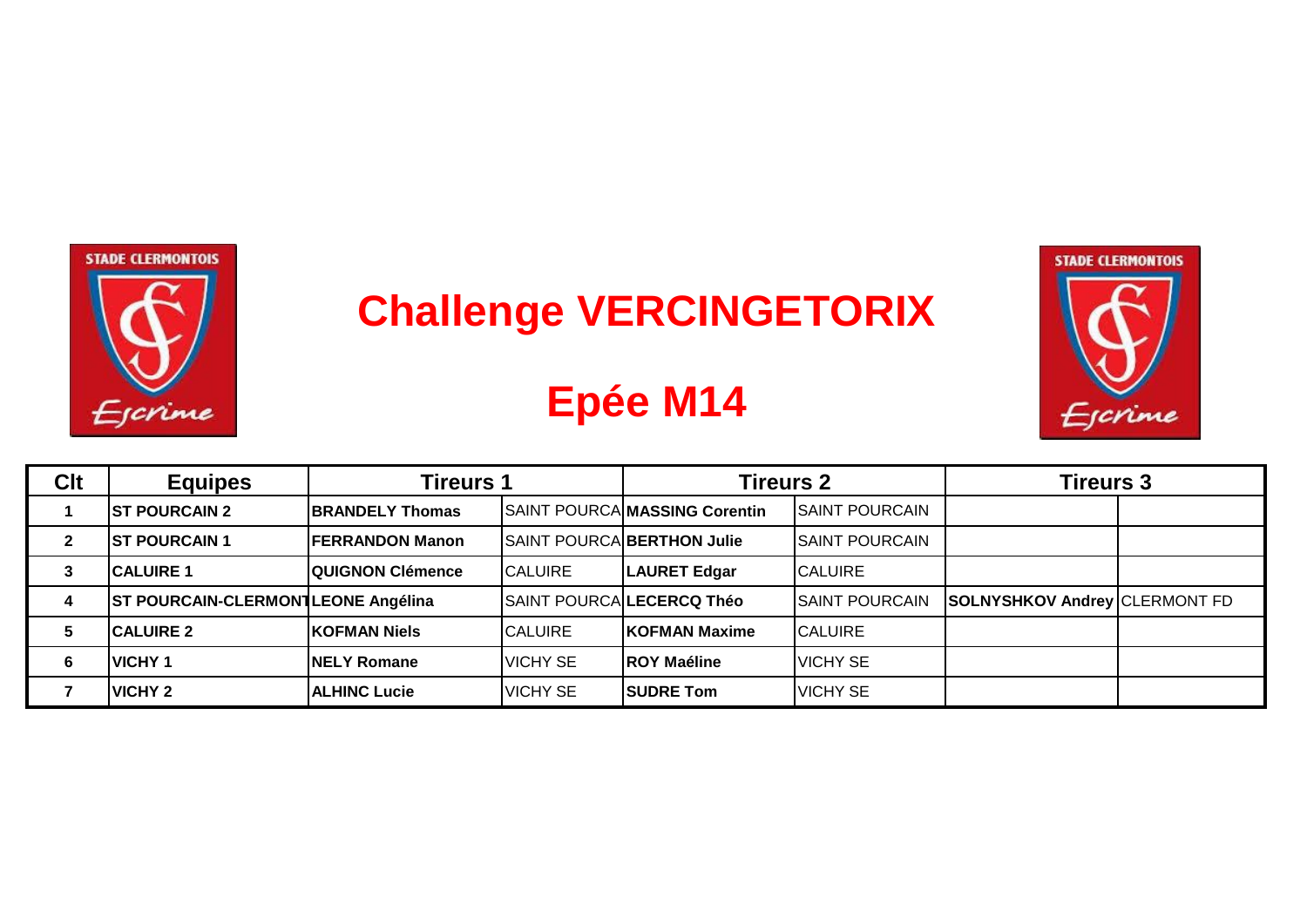# Challenge VERCINGETORIX

## Epée M14

| Clt | Equipes | Tireurs 1 | | Tireurs 2 | | Tireurs 3 | |
|---|---|---|---|---|---|---|---|
| 1 | ST POURCAIN 2 | BRANDELY Thomas | SAINT POURCA | MASSING Corentin | SAINT POURCAIN | | |
| 2 | ST POURCAIN 1 | FERRANDON Manon | SAINT POURCA | BERTHON Julie | SAINT POURCAIN | | |
| 3 | CALUIRE 1 | QUIGNON Clémence | CALUIRE | LAURET Edgar | CALUIRE | | |
| 4 | ST POURCAIN-CLERMONT | LEONE Angélina | SAINT POURCA | LECERCQ Théo | SAINT POURCAIN | SOLNYSHKOV Andrey | CLERMONT FD |
| 5 | CALUIRE 2 | KOFMAN Niels | CALUIRE | KOFMAN Maxime | CALUIRE | | |
| 6 | VICHY 1 | NELY Romane | VICHY SE | ROY Maéline | VICHY SE | | |
| 7 | VICHY 2 | ALHINC Lucie | VICHY SE | SUDRE Tom | VICHY SE | | |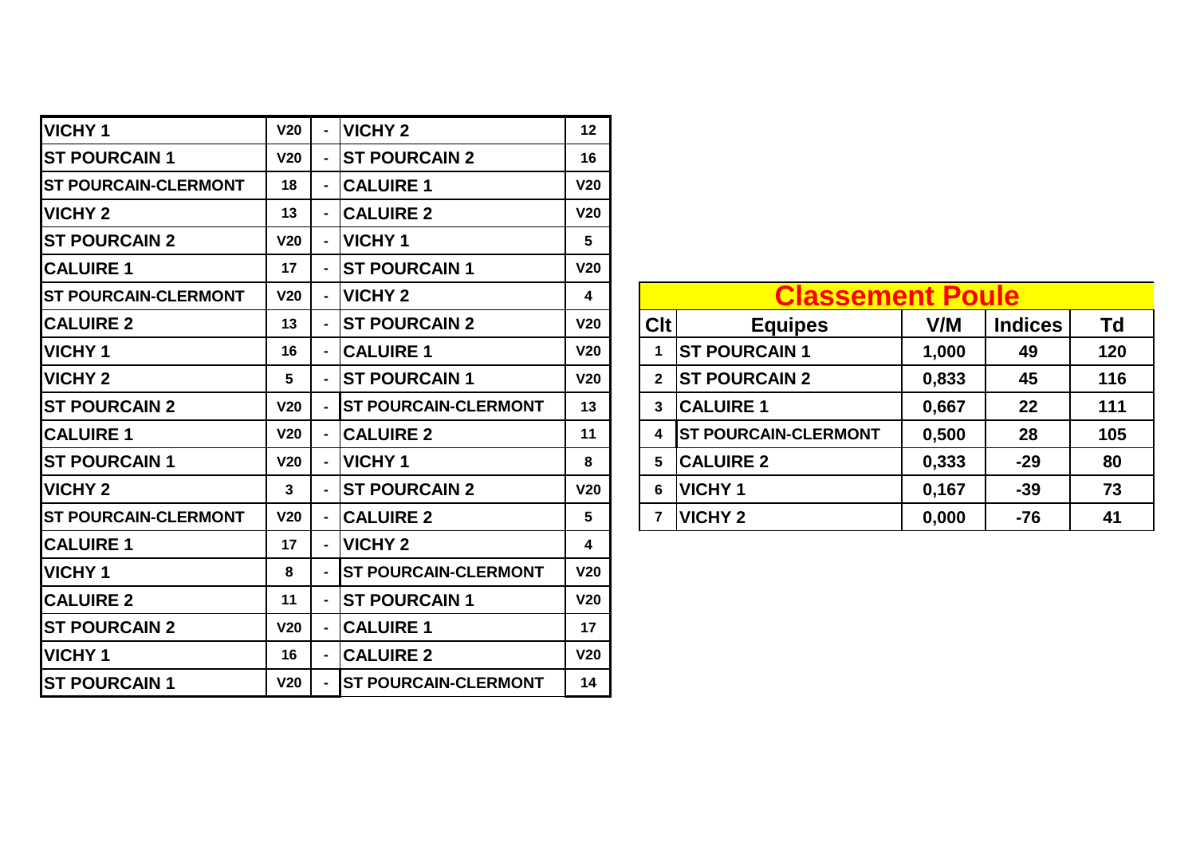| | | | | |
|---|---|---|---|---|
| VICHY 1 | V20 | - | VICHY 2 | 12 |
| ST POURCAIN 1 | V20 | - | ST POURCAIN 2 | 16 |
| ST POURCAIN-CLERMONT | 18 | - | CALUIRE 1 | V20 |
| VICHY 2 | 13 | - | CALUIRE 2 | V20 |
| ST POURCAIN 2 | V20 | - | VICHY 1 | 5 |
| CALUIRE 1 | 17 | - | ST POURCAIN 1 | V20 |
| ST POURCAIN-CLERMONT | V20 | - | VICHY 2 | 4 |
| CALUIRE 2 | 13 | - | ST POURCAIN 2 | V20 |
| VICHY 1 | 16 | - | CALUIRE 1 | V20 |
| VICHY 2 | 5 | - | ST POURCAIN 1 | V20 |
| ST POURCAIN 2 | V20 | - | ST POURCAIN-CLERMONT | 13 |
| CALUIRE 1 | V20 | - | CALUIRE 2 | 11 |
| ST POURCAIN 1 | V20 | - | VICHY 1 | 8 |
| VICHY 2 | 3 | - | ST POURCAIN 2 | V20 |
| ST POURCAIN-CLERMONT | V20 | - | CALUIRE 2 | 5 |
| CALUIRE 1 | 17 | - | VICHY 2 | 4 |
| VICHY 1 | 8 | - | ST POURCAIN-CLERMONT | V20 |
| CALUIRE 2 | 11 | - | ST POURCAIN 1 | V20 |
| ST POURCAIN 2 | V20 | - | CALUIRE 1 | 17 |
| VICHY 1 | 16 | - | CALUIRE 2 | V20 |
| ST POURCAIN 1 | V20 | - | ST POURCAIN-CLERMONT | 14 |

## Classement Poule

| Clt | Equipes | V/M | Indices | Td |
|---|---|---|---|---|
| 1 | ST POURCAIN 1 | 1,000 | 49 | 120 |
| 2 | ST POURCAIN 2 | 0,833 | 45 | 116 |
| 3 | CALUIRE 1 | 0,667 | 22 | 111 |
| 4 | ST POURCAIN-CLERMONT | 0,500 | 28 | 105 |
| 5 | CALUIRE 2 | 0,333 | -29 | 80 |
| 6 | VICHY 1 | 0,167 | -39 | 73 |
| 7 | VICHY 2 | 0,000 | -76 | 41 |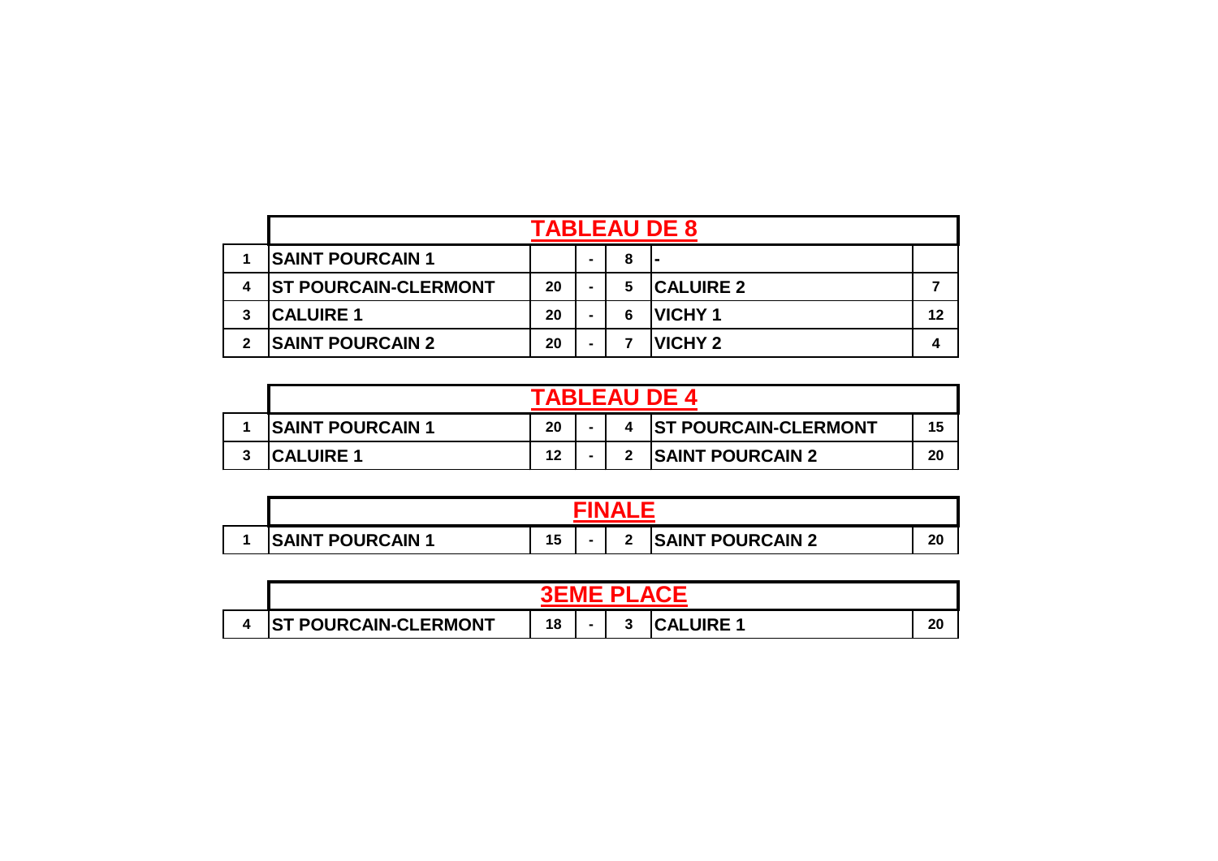## TABLEAU DE 8

| | | | | | | |
|---|---|---|---|---|---|---|
| 1 | SAINT POURCAIN 1 | | - | 8 | - | |
| 4 | ST POURCAIN-CLERMONT | 20 | - | 5 | CALUIRE 2 | 7 |
| 3 | CALUIRE 1 | 20 | - | 6 | VICHY 1 | 12 |
| 2 | SAINT POURCAIN 2 | 20 | - | 7 | VICHY 2 | 4 |

## TABLEAU DE 4

| | | | | | | |
|---|---|---|---|---|---|---|
| 1 | SAINT POURCAIN 1 | 20 | - | 4 | ST POURCAIN-CLERMONT | 15 |
| 3 | CALUIRE 1 | 12 | - | 2 | SAINT POURCAIN 2 | 20 |

## FINALE

| | | | | | | |
|---|---|---|---|---|---|---|
| 1 | SAINT POURCAIN 1 | 15 | - | 2 | SAINT POURCAIN 2 | 20 |

## 3EME PLACE

| | | | | | | |
|---|---|---|---|---|---|---|
| 4 | ST POURCAIN-CLERMONT | 18 | - | 3 | CALUIRE 1 | 20 |